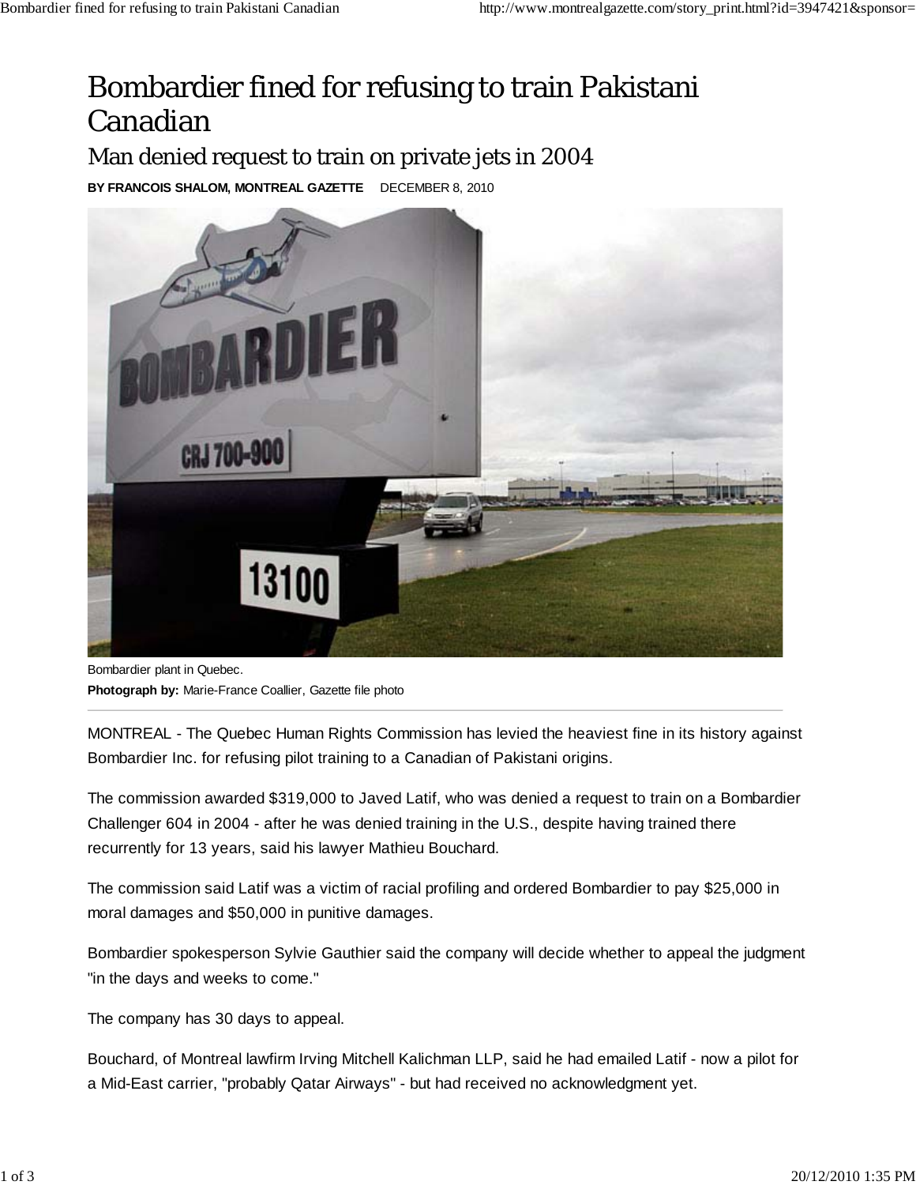# Bombardier fined for refusing to train Pakistani Canadian

## Man denied request to train on private jets in 2004

**BY FRANCOIS SHALOM, MONTREAL GAZETTE** DECEMBER 8, 2010

Bombardier plant in Quebec.
**Photograph by:** Marie-France Coallier, Gazette file photo

MONTREAL - The Quebec Human Rights Commission has levied the heaviest fine in its history against Bombardier Inc. for refusing pilot training to a Canadian of Pakistani origins.

The commission awarded $319,000 to Javed Latif, who was denied a request to train on a Bombardier Challenger 604 in 2004 - after he was denied training in the U.S., despite having trained there recurrently for 13 years, said his lawyer Mathieu Bouchard.

The commission said Latif was a victim of racial profiling and ordered Bombardier to pay $25,000 in moral damages and $50,000 in punitive damages.

Bombardier spokesperson Sylvie Gauthier said the company will decide whether to appeal the judgment "in the days and weeks to come."

The company has 30 days to appeal.

Bouchard, of Montreal lawfirm Irving Mitchell Kalichman LLP, said he had emailed Latif - now a pilot for a Mid-East carrier, "probably Qatar Airways" - but had received no acknowledgment yet.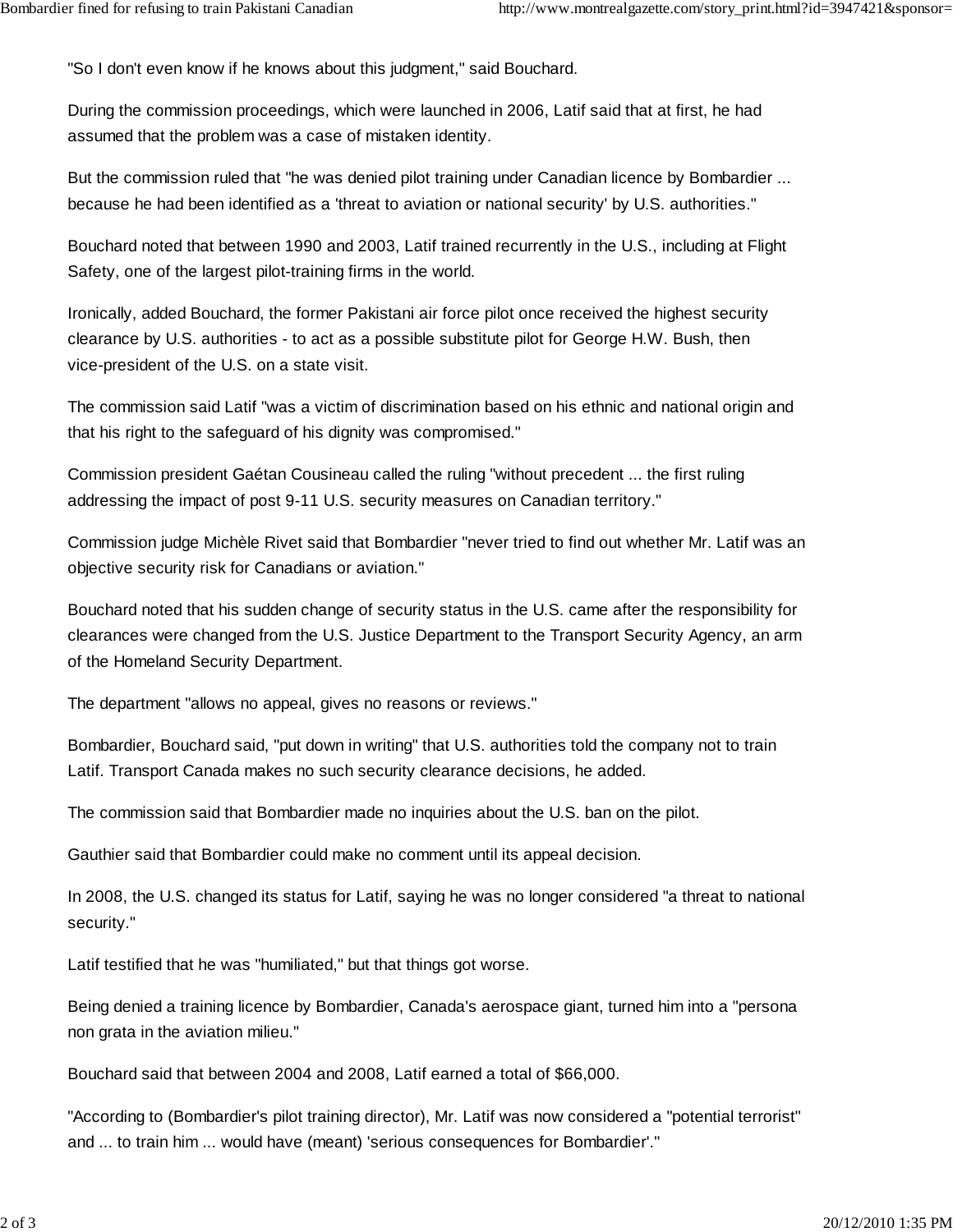"So I don't even know if he knows about this judgment," said Bouchard.

During the commission proceedings, which were launched in 2006, Latif said that at first, he had assumed that the problem was a case of mistaken identity.

But the commission ruled that "he was denied pilot training under Canadian licence by Bombardier ... because he had been identified as a 'threat to aviation or national security' by U.S. authorities."

Bouchard noted that between 1990 and 2003, Latif trained recurrently in the U.S., including at Flight Safety, one of the largest pilot-training firms in the world.

Ironically, added Bouchard, the former Pakistani air force pilot once received the highest security clearance by U.S. authorities - to act as a possible substitute pilot for George H.W. Bush, then vice-president of the U.S. on a state visit.

The commission said Latif "was a victim of discrimination based on his ethnic and national origin and that his right to the safeguard of his dignity was compromised."

Commission president Gaétan Cousineau called the ruling "without precedent ... the first ruling addressing the impact of post 9-11 U.S. security measures on Canadian territory."

Commission judge Michèle Rivet said that Bombardier "never tried to find out whether Mr. Latif was an objective security risk for Canadians or aviation."

Bouchard noted that his sudden change of security status in the U.S. came after the responsibility for clearances were changed from the U.S. Justice Department to the Transport Security Agency, an arm of the Homeland Security Department.

The department "allows no appeal, gives no reasons or reviews."

Bombardier, Bouchard said, "put down in writing" that U.S. authorities told the company not to train Latif. Transport Canada makes no such security clearance decisions, he added.

The commission said that Bombardier made no inquiries about the U.S. ban on the pilot.

Gauthier said that Bombardier could make no comment until its appeal decision.

In 2008, the U.S. changed its status for Latif, saying he was no longer considered "a threat to national security."

Latif testified that he was "humiliated," but that things got worse.

Being denied a training licence by Bombardier, Canada's aerospace giant, turned him into a "persona non grata in the aviation milieu."

Bouchard said that between 2004 and 2008, Latif earned a total of $66,000.

"According to (Bombardier's pilot training director), Mr. Latif was now considered a "potential terrorist" and ... to train him ... would have (meant) 'serious consequences for Bombardier'."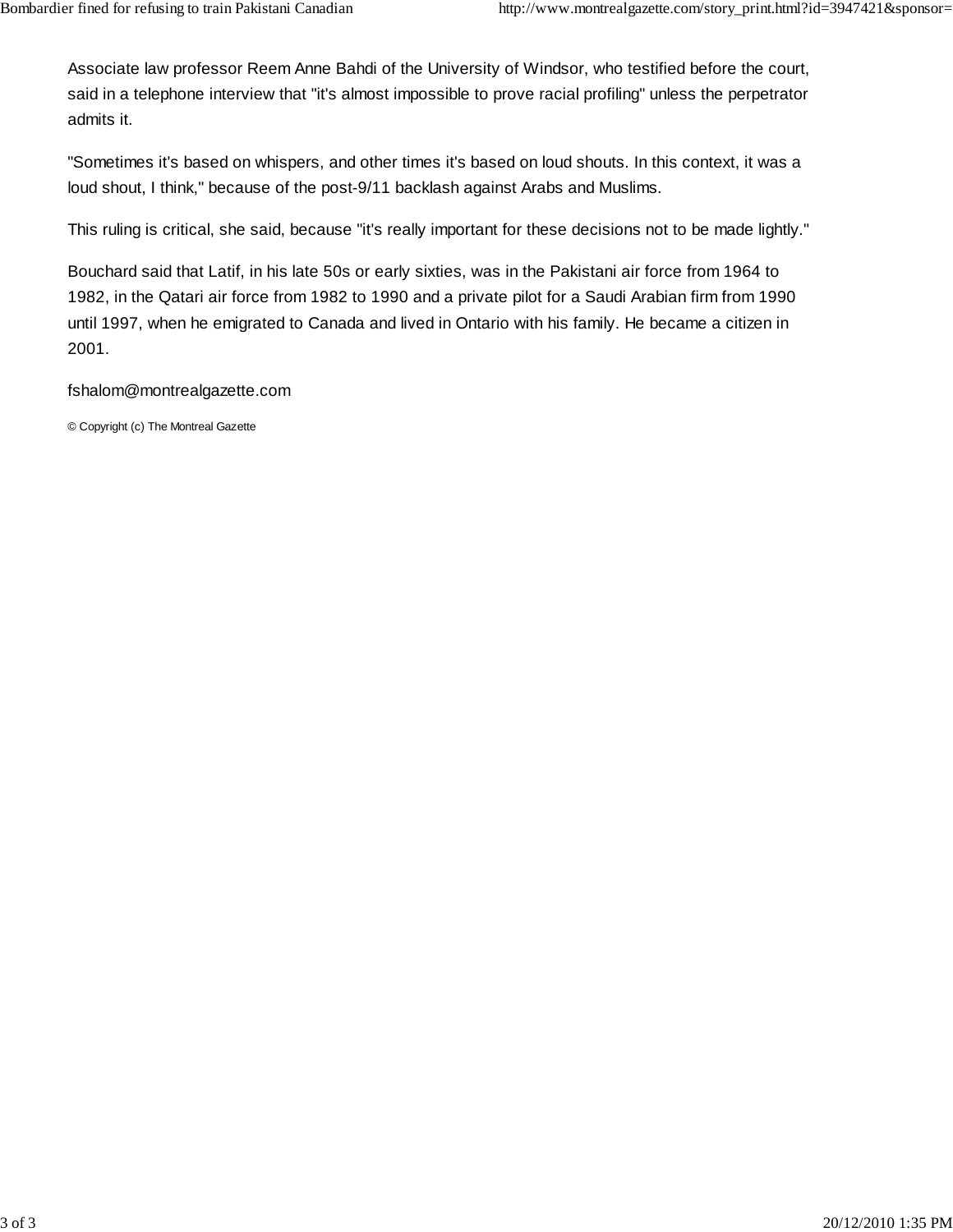Associate law professor Reem Anne Bahdi of the University of Windsor, who testified before the court, said in a telephone interview that "it's almost impossible to prove racial profiling" unless the perpetrator admits it.

"Sometimes it's based on whispers, and other times it's based on loud shouts. In this context, it was a loud shout, I think," because of the post-9/11 backlash against Arabs and Muslims.

This ruling is critical, she said, because "it's really important for these decisions not to be made lightly."

Bouchard said that Latif, in his late 50s or early sixties, was in the Pakistani air force from 1964 to 1982, in the Qatari air force from 1982 to 1990 and a private pilot for a Saudi Arabian firm from 1990 until 1997, when he emigrated to Canada and lived in Ontario with his family. He became a citizen in 2001.

fshalom@montrealgazette.com

© Copyright (c) The Montreal Gazette